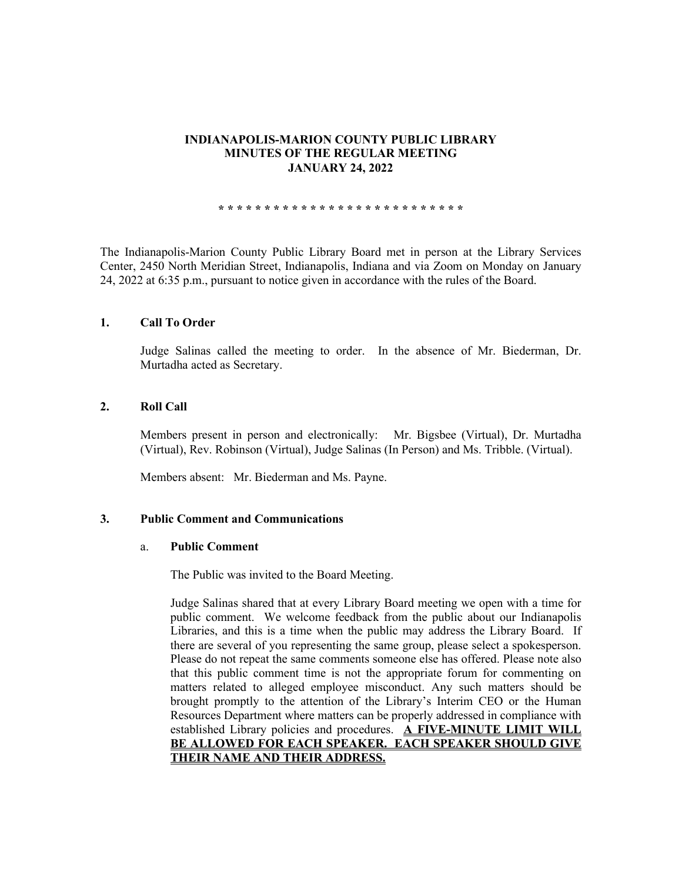# INDIANAPOLIS-MARION COUNTY PUBLIC LIBRARY
## MINUTES OF THE REGULAR MEETING
## JANUARY 24, 2022

* * * * * * * * * * * * * * * * * * * * * * * * * * * *

The Indianapolis-Marion County Public Library Board met in person at the Library Services Center, 2450 North Meridian Street, Indianapolis, Indiana and via Zoom on Monday on January 24, 2022 at 6:35 p.m., pursuant to notice given in accordance with the rules of the Board.

### 1. Call To Order

Judge Salinas called the meeting to order. In the absence of Mr. Biederman, Dr. Murtadha acted as Secretary.

### 2. Roll Call

Members present in person and electronically: Mr. Bigsbee (Virtual), Dr. Murtadha (Virtual), Rev. Robinson (Virtual), Judge Salinas (In Person) and Ms. Tribble. (Virtual).

Members absent: Mr. Biederman and Ms. Payne.

### 3. Public Comment and Communications

#### a. Public Comment

The Public was invited to the Board Meeting.

Judge Salinas shared that at every Library Board meeting we open with a time for public comment. We welcome feedback from the public about our Indianapolis Libraries, and this is a time when the public may address the Library Board. If there are several of you representing the same group, please select a spokesperson. Please do not repeat the same comments someone else has offered. Please note also that this public comment time is not the appropriate forum for commenting on matters related to alleged employee misconduct. Any such matters should be brought promptly to the attention of the Library's Interim CEO or the Human Resources Department where matters can be properly addressed in compliance with established Library policies and procedures. **A FIVE-MINUTE LIMIT WILL BE ALLOWED FOR EACH SPEAKER. EACH SPEAKER SHOULD GIVE THEIR NAME AND THEIR ADDRESS.**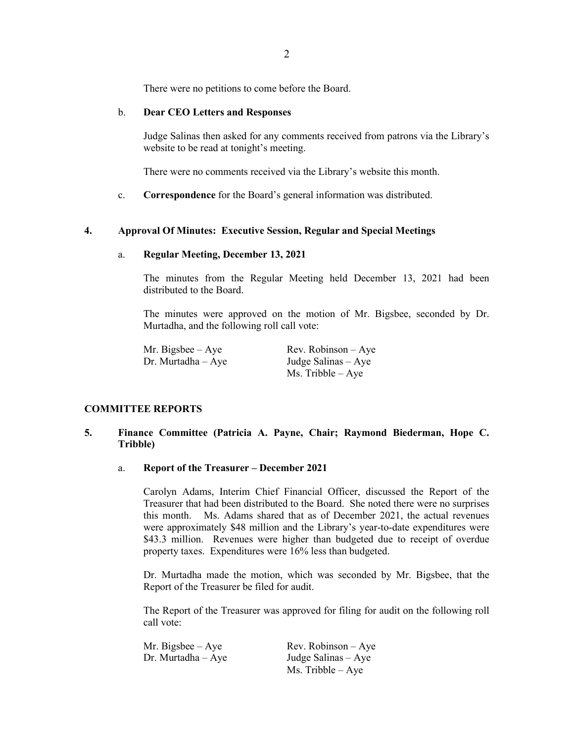There were no petitions to come before the Board.

b. **Dear CEO Letters and Responses**

Judge Salinas then asked for any comments received from patrons via the Library's website to be read at tonight's meeting.

There were no comments received via the Library's website this month.

c. **Correspondence** for the Board's general information was distributed.

**4. Approval Of Minutes: Executive Session, Regular and Special Meetings**

a. **Regular Meeting, December 13, 2021**

The minutes from the Regular Meeting held December 13, 2021 had been distributed to the Board.

The minutes were approved on the motion of Mr. Bigsbee, seconded by Dr. Murtadha, and the following roll call vote:

Mr. Bigsbee – Aye
Dr. Murtadha – Aye
Rev. Robinson – Aye
Judge Salinas – Aye
Ms. Tribble – Aye

## COMMITTEE REPORTS

**5. Finance Committee (Patricia A. Payne, Chair; Raymond Biederman, Hope C. Tribble)**

a. **Report of the Treasurer – December 2021**

Carolyn Adams, Interim Chief Financial Officer, discussed the Report of the Treasurer that had been distributed to the Board. She noted there were no surprises this month. Ms. Adams shared that as of December 2021, the actual revenues were approximately $48 million and the Library's year-to-date expenditures were $43.3 million. Revenues were higher than budgeted due to receipt of overdue property taxes. Expenditures were 16% less than budgeted.

Dr. Murtadha made the motion, which was seconded by Mr. Bigsbee, that the Report of the Treasurer be filed for audit.

The Report of the Treasurer was approved for filing for audit on the following roll call vote:

Mr. Bigsbee – Aye
Dr. Murtadha – Aye
Rev. Robinson – Aye
Judge Salinas – Aye
Ms. Tribble – Aye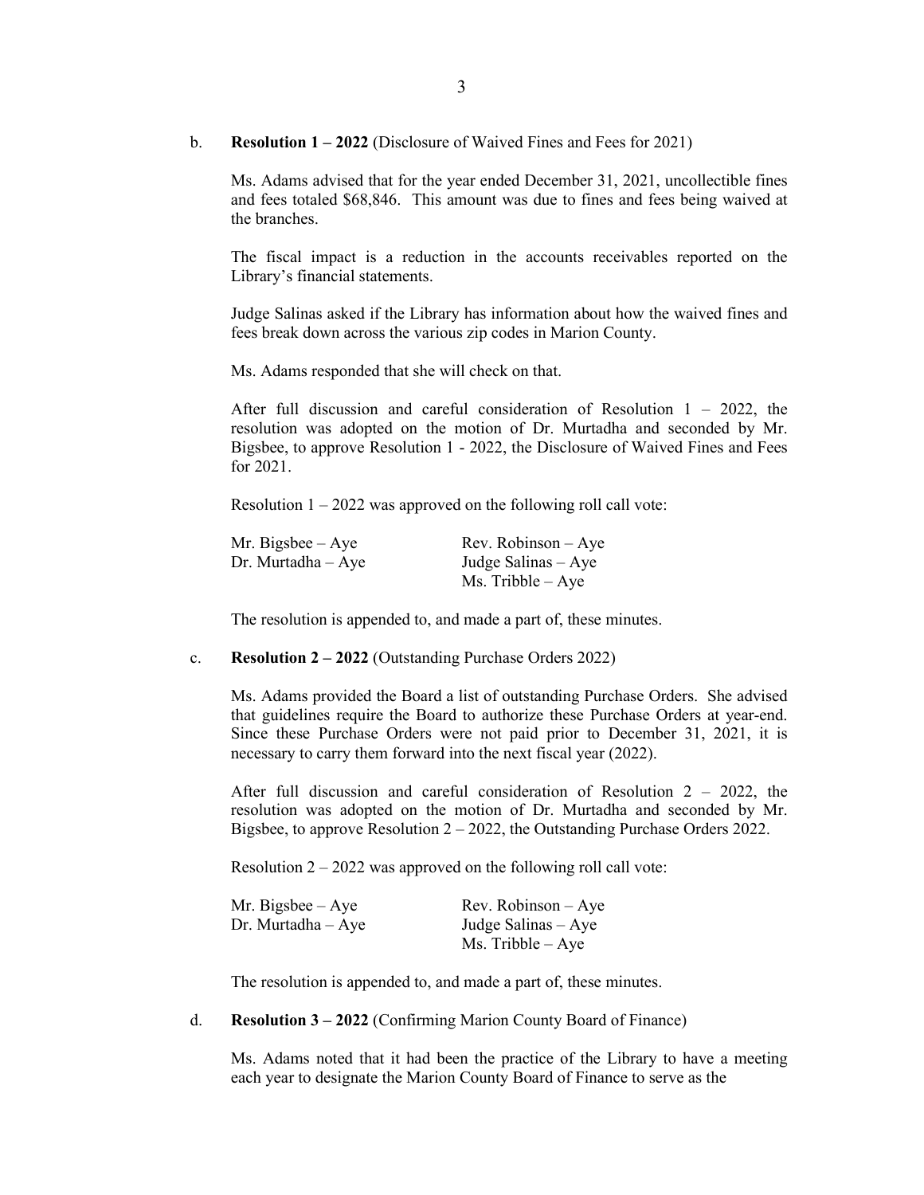b. **Resolution 1 – 2022** (Disclosure of Waived Fines and Fees for 2021)

Ms. Adams advised that for the year ended December 31, 2021, uncollectible fines and fees totaled $68,846. This amount was due to fines and fees being waived at the branches.

The fiscal impact is a reduction in the accounts receivables reported on the Library's financial statements.

Judge Salinas asked if the Library has information about how the waived fines and fees break down across the various zip codes in Marion County.

Ms. Adams responded that she will check on that.

After full discussion and careful consideration of Resolution 1 – 2022, the resolution was adopted on the motion of Dr. Murtadha and seconded by Mr. Bigsbee, to approve Resolution 1 - 2022, the Disclosure of Waived Fines and Fees for 2021.

Resolution 1 – 2022 was approved on the following roll call vote:

| | |
|---|---|
| Mr. Bigsbee – Aye | Rev. Robinson – Aye |
| Dr. Murtadha – Aye | Judge Salinas – Aye |
| | Ms. Tribble – Aye |

The resolution is appended to, and made a part of, these minutes.

c. **Resolution 2 – 2022** (Outstanding Purchase Orders 2022)

Ms. Adams provided the Board a list of outstanding Purchase Orders. She advised that guidelines require the Board to authorize these Purchase Orders at year-end. Since these Purchase Orders were not paid prior to December 31, 2021, it is necessary to carry them forward into the next fiscal year (2022).

After full discussion and careful consideration of Resolution 2 – 2022, the resolution was adopted on the motion of Dr. Murtadha and seconded by Mr. Bigsbee, to approve Resolution 2 – 2022, the Outstanding Purchase Orders 2022.

Resolution 2 – 2022 was approved on the following roll call vote:

| | |
|---|---|
| Mr. Bigsbee – Aye | Rev. Robinson – Aye |
| Dr. Murtadha – Aye | Judge Salinas – Aye |
| | Ms. Tribble – Aye |

The resolution is appended to, and made a part of, these minutes.

d. **Resolution 3 – 2022** (Confirming Marion County Board of Finance)

Ms. Adams noted that it had been the practice of the Library to have a meeting each year to designate the Marion County Board of Finance to serve as the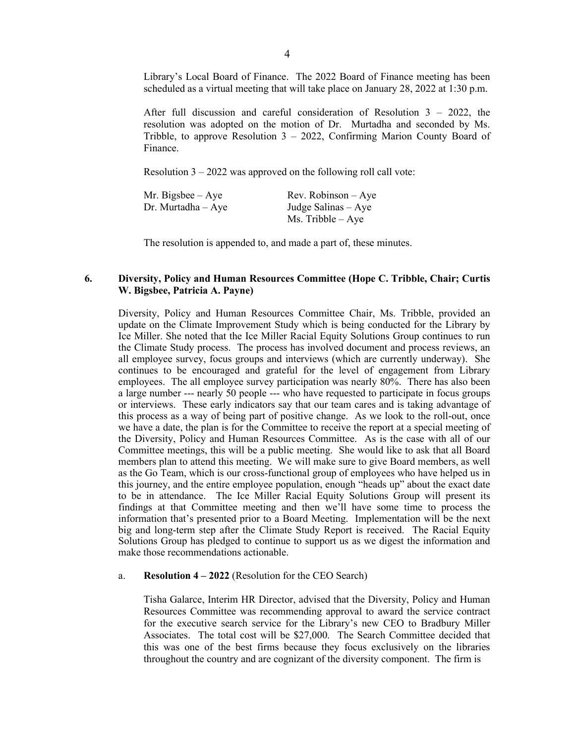Library's Local Board of Finance. The 2022 Board of Finance meeting has been scheduled as a virtual meeting that will take place on January 28, 2022 at 1:30 p.m.

After full discussion and careful consideration of Resolution 3 – 2022, the resolution was adopted on the motion of Dr. Murtadha and seconded by Ms. Tribble, to approve Resolution 3 – 2022, Confirming Marion County Board of Finance.

Resolution 3 – 2022 was approved on the following roll call vote:

| | |
|---|---|
| Mr. Bigsbee – Aye | Rev. Robinson – Aye |
| Dr. Murtadha – Aye | Judge Salinas – Aye |
| | Ms. Tribble – Aye |

The resolution is appended to, and made a part of, these minutes.

## 6. Diversity, Policy and Human Resources Committee (Hope C. Tribble, Chair; Curtis W. Bigsbee, Patricia A. Payne)

Diversity, Policy and Human Resources Committee Chair, Ms. Tribble, provided an update on the Climate Improvement Study which is being conducted for the Library by Ice Miller. She noted that the Ice Miller Racial Equity Solutions Group continues to run the Climate Study process. The process has involved document and process reviews, an all employee survey, focus groups and interviews (which are currently underway). She continues to be encouraged and grateful for the level of engagement from Library employees. The all employee survey participation was nearly 80%. There has also been a large number --- nearly 50 people --- who have requested to participate in focus groups or interviews. These early indicators say that our team cares and is taking advantage of this process as a way of being part of positive change. As we look to the roll-out, once we have a date, the plan is for the Committee to receive the report at a special meeting of the Diversity, Policy and Human Resources Committee. As is the case with all of our Committee meetings, this will be a public meeting. She would like to ask that all Board members plan to attend this meeting. We will make sure to give Board members, as well as the Go Team, which is our cross-functional group of employees who have helped us in this journey, and the entire employee population, enough "heads up" about the exact date to be in attendance. The Ice Miller Racial Equity Solutions Group will present its findings at that Committee meeting and then we'll have some time to process the information that's presented prior to a Board Meeting. Implementation will be the next big and long-term step after the Climate Study Report is received. The Racial Equity Solutions Group has pledged to continue to support us as we digest the information and make those recommendations actionable.

a. **Resolution 4 – 2022** (Resolution for the CEO Search)

Tisha Galarce, Interim HR Director, advised that the Diversity, Policy and Human Resources Committee was recommending approval to award the service contract for the executive search service for the Library's new CEO to Bradbury Miller Associates. The total cost will be $27,000. The Search Committee decided that this was one of the best firms because they focus exclusively on the libraries throughout the country and are cognizant of the diversity component. The firm is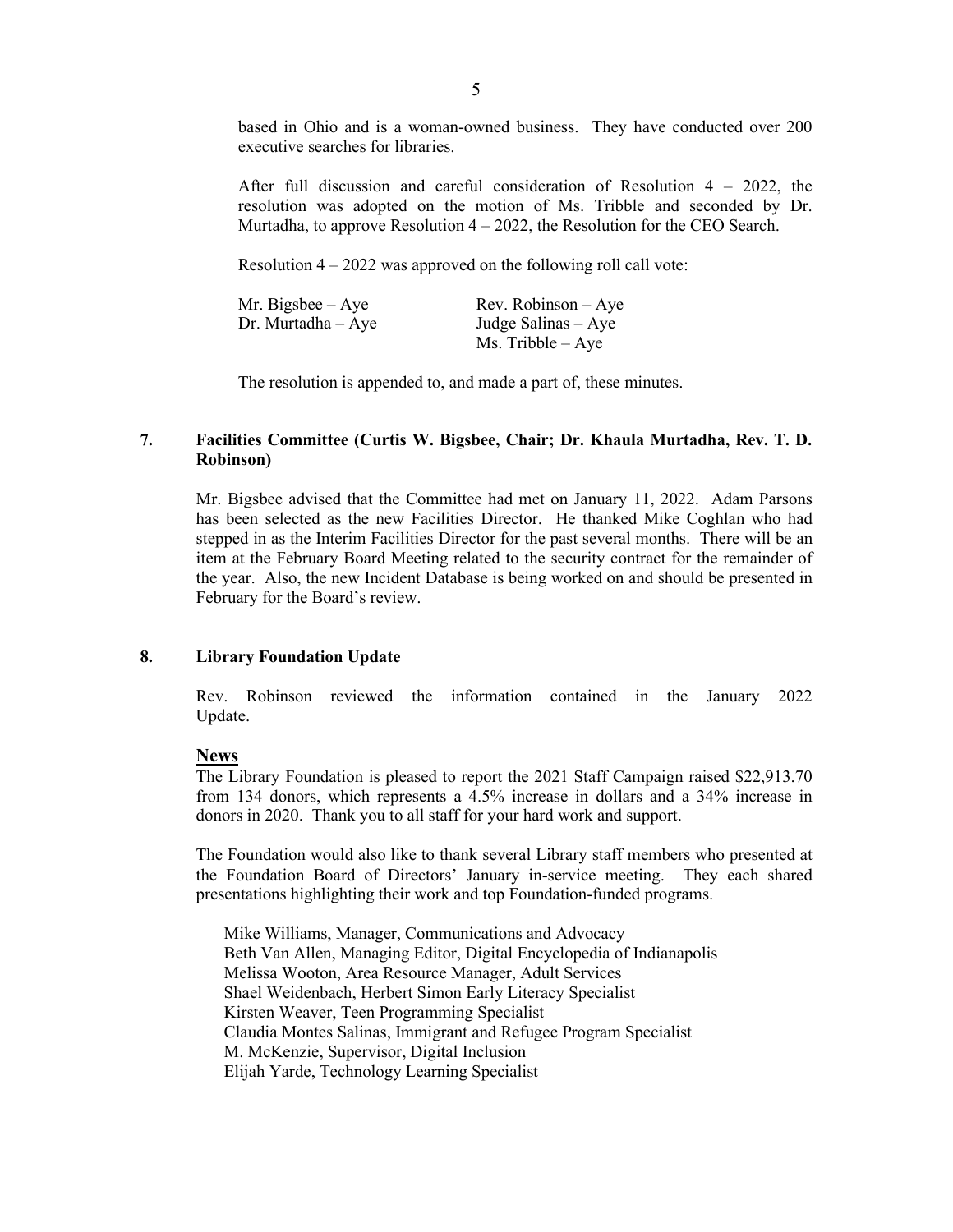based in Ohio and is a woman-owned business. They have conducted over 200 executive searches for libraries.

After full discussion and careful consideration of Resolution 4 – 2022, the resolution was adopted on the motion of Ms. Tribble and seconded by Dr. Murtadha, to approve Resolution 4 – 2022, the Resolution for the CEO Search.

Resolution 4 – 2022 was approved on the following roll call vote:

| | |
|---|---|
| Mr. Bigsbee – Aye | Rev. Robinson – Aye |
| Dr. Murtadha – Aye | Judge Salinas – Aye |
| | Ms. Tribble – Aye |

The resolution is appended to, and made a part of, these minutes.

## 7. Facilities Committee (Curtis W. Bigsbee, Chair; Dr. Khaula Murtadha, Rev. T. D. Robinson)

Mr. Bigsbee advised that the Committee had met on January 11, 2022. Adam Parsons has been selected as the new Facilities Director. He thanked Mike Coghlan who had stepped in as the Interim Facilities Director for the past several months. There will be an item at the February Board Meeting related to the security contract for the remainder of the year. Also, the new Incident Database is being worked on and should be presented in February for the Board's review.

## 8. Library Foundation Update

Rev. Robinson reviewed the information contained in the January 2022 Update.

### News

The Library Foundation is pleased to report the 2021 Staff Campaign raised $22,913.70 from 134 donors, which represents a 4.5% increase in dollars and a 34% increase in donors in 2020. Thank you to all staff for your hard work and support.

The Foundation would also like to thank several Library staff members who presented at the Foundation Board of Directors' January in-service meeting. They each shared presentations highlighting their work and top Foundation-funded programs.

Mike Williams, Manager, Communications and Advocacy
Beth Van Allen, Managing Editor, Digital Encyclopedia of Indianapolis
Melissa Wooton, Area Resource Manager, Adult Services
Shael Weidenbach, Herbert Simon Early Literacy Specialist
Kirsten Weaver, Teen Programming Specialist
Claudia Montes Salinas, Immigrant and Refugee Program Specialist
M. McKenzie, Supervisor, Digital Inclusion
Elijah Yarde, Technology Learning Specialist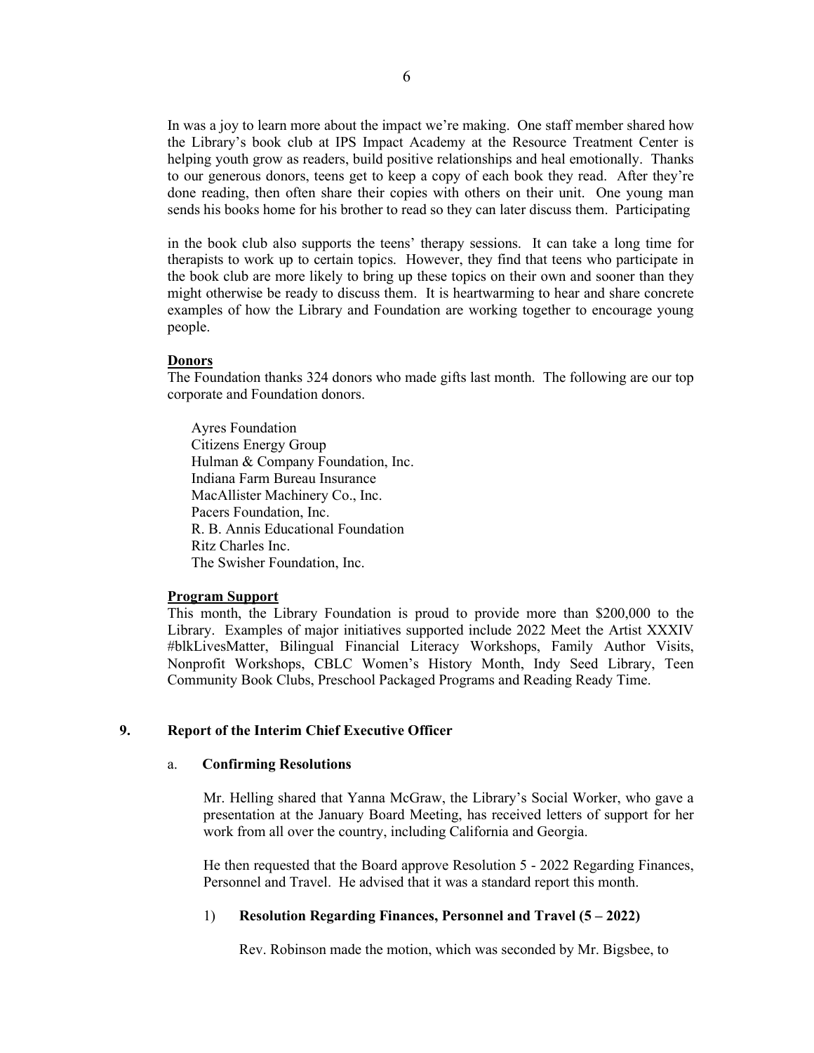In was a joy to learn more about the impact we're making. One staff member shared how the Library's book club at IPS Impact Academy at the Resource Treatment Center is helping youth grow as readers, build positive relationships and heal emotionally. Thanks to our generous donors, teens get to keep a copy of each book they read. After they're done reading, then often share their copies with others on their unit. One young man sends his books home for his brother to read so they can later discuss them. Participating

in the book club also supports the teens' therapy sessions. It can take a long time for therapists to work up to certain topics. However, they find that teens who participate in the book club are more likely to bring up these topics on their own and sooner than they might otherwise be ready to discuss them. It is heartwarming to hear and share concrete examples of how the Library and Foundation are working together to encourage young people.

**Donors**

The Foundation thanks 324 donors who made gifts last month. The following are our top corporate and Foundation donors.

Ayres Foundation
Citizens Energy Group
Hulman & Company Foundation, Inc.
Indiana Farm Bureau Insurance
MacAllister Machinery Co., Inc.
Pacers Foundation, Inc.
R. B. Annis Educational Foundation
Ritz Charles Inc.
The Swisher Foundation, Inc.

**Program Support**

This month, the Library Foundation is proud to provide more than $200,000 to the Library. Examples of major initiatives supported include 2022 Meet the Artist XXXIV #blkLivesMatter, Bilingual Financial Literacy Workshops, Family Author Visits, Nonprofit Workshops, CBLC Women's History Month, Indy Seed Library, Teen Community Book Clubs, Preschool Packaged Programs and Reading Ready Time.

## 9. Report of the Interim Chief Executive Officer

### a. Confirming Resolutions

Mr. Helling shared that Yanna McGraw, the Library's Social Worker, who gave a presentation at the January Board Meeting, has received letters of support for her work from all over the country, including California and Georgia.

He then requested that the Board approve Resolution 5 - 2022 Regarding Finances, Personnel and Travel. He advised that it was a standard report this month.

#### 1) Resolution Regarding Finances, Personnel and Travel (5 – 2022)

Rev. Robinson made the motion, which was seconded by Mr. Bigsbee, to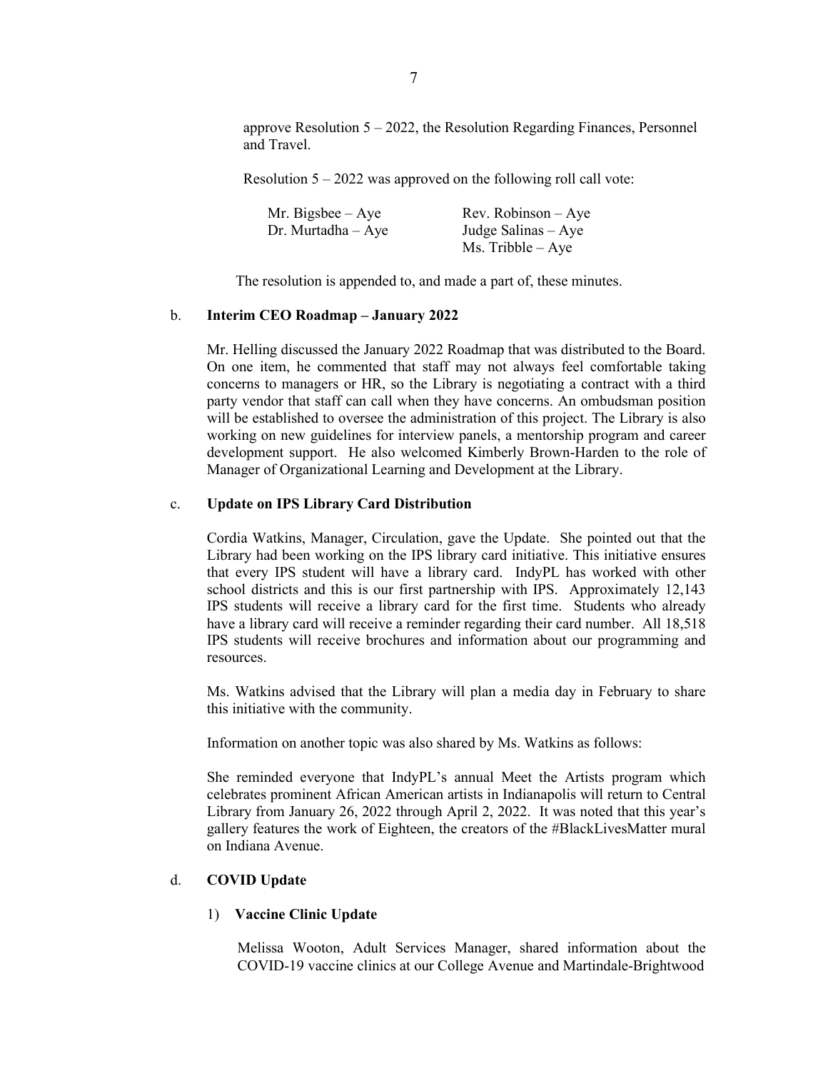approve Resolution 5 – 2022, the Resolution Regarding Finances, Personnel and Travel.

Resolution 5 – 2022 was approved on the following roll call vote:

| | |
|---|---|
| Mr. Bigsbee – Aye | Rev. Robinson – Aye |
| Dr. Murtadha – Aye | Judge Salinas – Aye |
| | Ms. Tribble – Aye |

The resolution is appended to, and made a part of, these minutes.

b. **Interim CEO Roadmap – January 2022**

Mr. Helling discussed the January 2022 Roadmap that was distributed to the Board. On one item, he commented that staff may not always feel comfortable taking concerns to managers or HR, so the Library is negotiating a contract with a third party vendor that staff can call when they have concerns. An ombudsman position will be established to oversee the administration of this project. The Library is also working on new guidelines for interview panels, a mentorship program and career development support. He also welcomed Kimberly Brown-Harden to the role of Manager of Organizational Learning and Development at the Library.

c. **Update on IPS Library Card Distribution**

Cordia Watkins, Manager, Circulation, gave the Update. She pointed out that the Library had been working on the IPS library card initiative. This initiative ensures that every IPS student will have a library card. IndyPL has worked with other school districts and this is our first partnership with IPS. Approximately 12,143 IPS students will receive a library card for the first time. Students who already have a library card will receive a reminder regarding their card number. All 18,518 IPS students will receive brochures and information about our programming and resources.

Ms. Watkins advised that the Library will plan a media day in February to share this initiative with the community.

Information on another topic was also shared by Ms. Watkins as follows:

She reminded everyone that IndyPL's annual Meet the Artists program which celebrates prominent African American artists in Indianapolis will return to Central Library from January 26, 2022 through April 2, 2022. It was noted that this year's gallery features the work of Eighteen, the creators of the #BlackLivesMatter mural on Indiana Avenue.

d. **COVID Update**

1) **Vaccine Clinic Update**

Melissa Wooton, Adult Services Manager, shared information about the COVID-19 vaccine clinics at our College Avenue and Martindale-Brightwood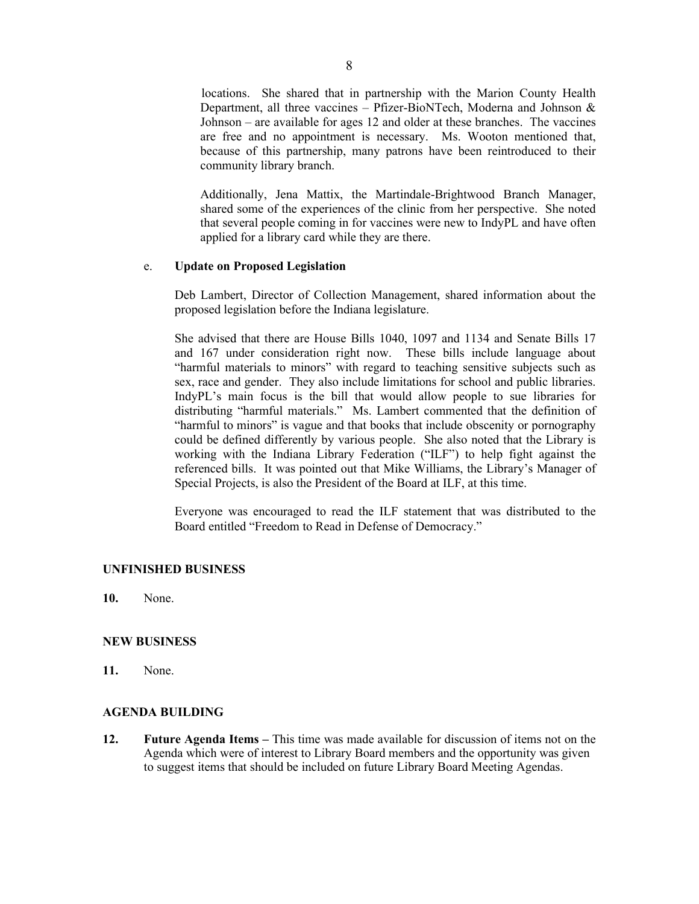locations. She shared that in partnership with the Marion County Health Department, all three vaccines – Pfizer-BioNTech, Moderna and Johnson & Johnson – are available for ages 12 and older at these branches. The vaccines are free and no appointment is necessary. Ms. Wooton mentioned that, because of this partnership, many patrons have been reintroduced to their community library branch.

Additionally, Jena Mattix, the Martindale-Brightwood Branch Manager, shared some of the experiences of the clinic from her perspective. She noted that several people coming in for vaccines were new to IndyPL and have often applied for a library card while they are there.

e. **Update on Proposed Legislation**

Deb Lambert, Director of Collection Management, shared information about the proposed legislation before the Indiana legislature.

She advised that there are House Bills 1040, 1097 and 1134 and Senate Bills 17 and 167 under consideration right now. These bills include language about "harmful materials to minors" with regard to teaching sensitive subjects such as sex, race and gender. They also include limitations for school and public libraries. IndyPL's main focus is the bill that would allow people to sue libraries for distributing "harmful materials." Ms. Lambert commented that the definition of "harmful to minors" is vague and that books that include obscenity or pornography could be defined differently by various people. She also noted that the Library is working with the Indiana Library Federation ("ILF") to help fight against the referenced bills. It was pointed out that Mike Williams, the Library's Manager of Special Projects, is also the President of the Board at ILF, at this time.

Everyone was encouraged to read the ILF statement that was distributed to the Board entitled "Freedom to Read in Defense of Democracy."

**UNFINISHED BUSINESS**

**10.** None.

**NEW BUSINESS**

**11.** None.

**AGENDA BUILDING**

**12.** **Future Agenda Items –** This time was made available for discussion of items not on the Agenda which were of interest to Library Board members and the opportunity was given to suggest items that should be included on future Library Board Meeting Agendas.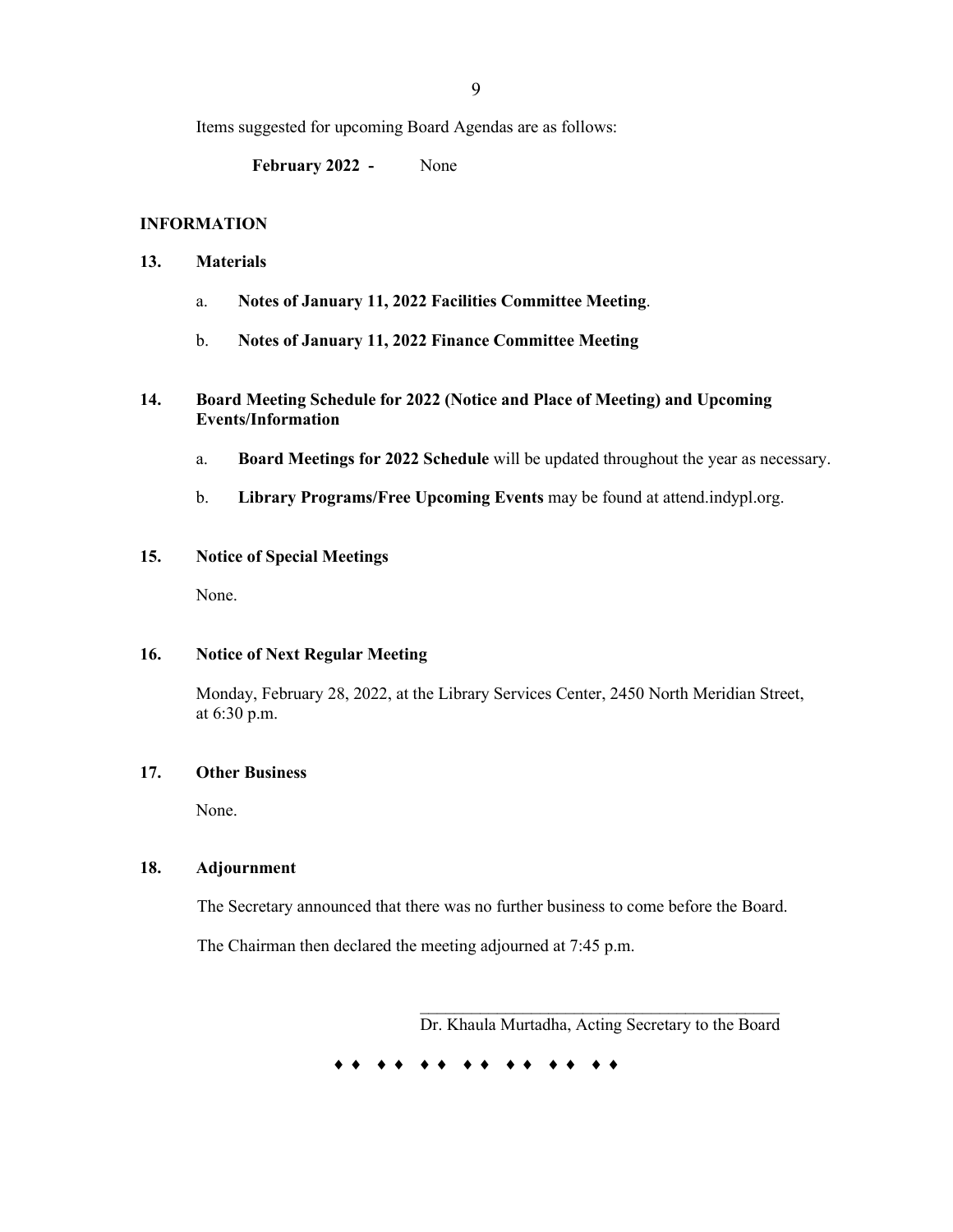Items suggested for upcoming Board Agendas are as follows:

**February 2022 -** None

## INFORMATION

**13. Materials**

a. **Notes of January 11, 2022 Facilities Committee Meeting**.

b. **Notes of January 11, 2022 Finance Committee Meeting**

**14. Board Meeting Schedule for 2022 (Notice and Place of Meeting) and Upcoming Events/Information**

a. **Board Meetings for 2022 Schedule** will be updated throughout the year as necessary.

b. **Library Programs/Free Upcoming Events** may be found at attend.indypl.org.

**15. Notice of Special Meetings**

None.

**16. Notice of Next Regular Meeting**

Monday, February 28, 2022, at the Library Services Center, 2450 North Meridian Street, at 6:30 p.m.

**17. Other Business**

None.

**18. Adjournment**

The Secretary announced that there was no further business to come before the Board.

The Chairman then declared the meeting adjourned at 7:45 p.m.

\_\_\_\_\_\_\_\_\_\_\_\_\_\_\_\_\_\_\_\_\_\_\_\_\_\_\_\_\_\_\_\_\_\_\_\_\_\_\_\_\_\_

Dr. Khaula Murtadha, Acting Secretary to the Board

♦♦ ♦♦ ♦♦ ♦♦ ♦♦ ♦♦ ♦♦